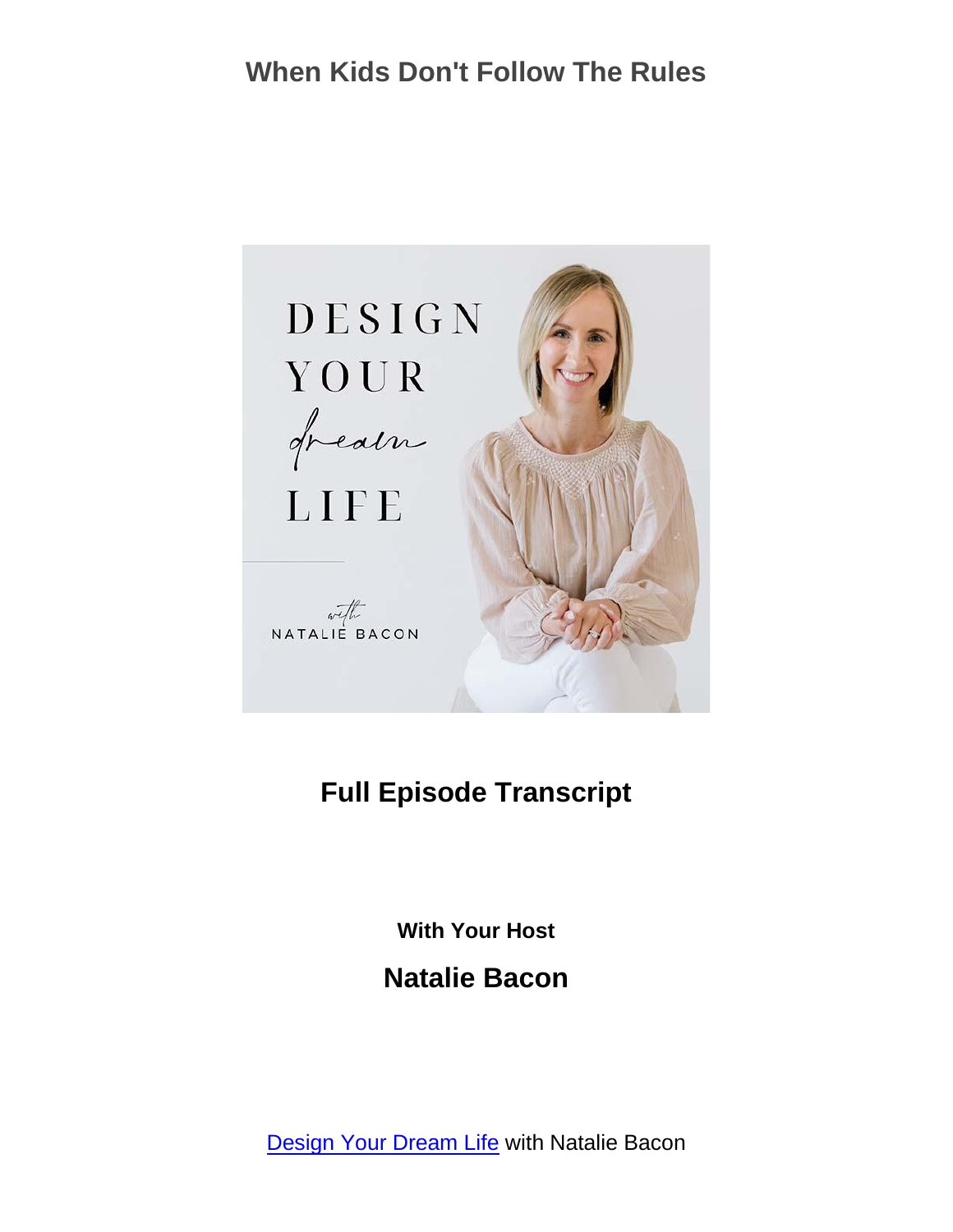# When Kids Don't Follow The Rules

## Full Episode Transcript

**With Your Host**

## Natalie Bacon

Design Your Dream Life with Natalie Bacon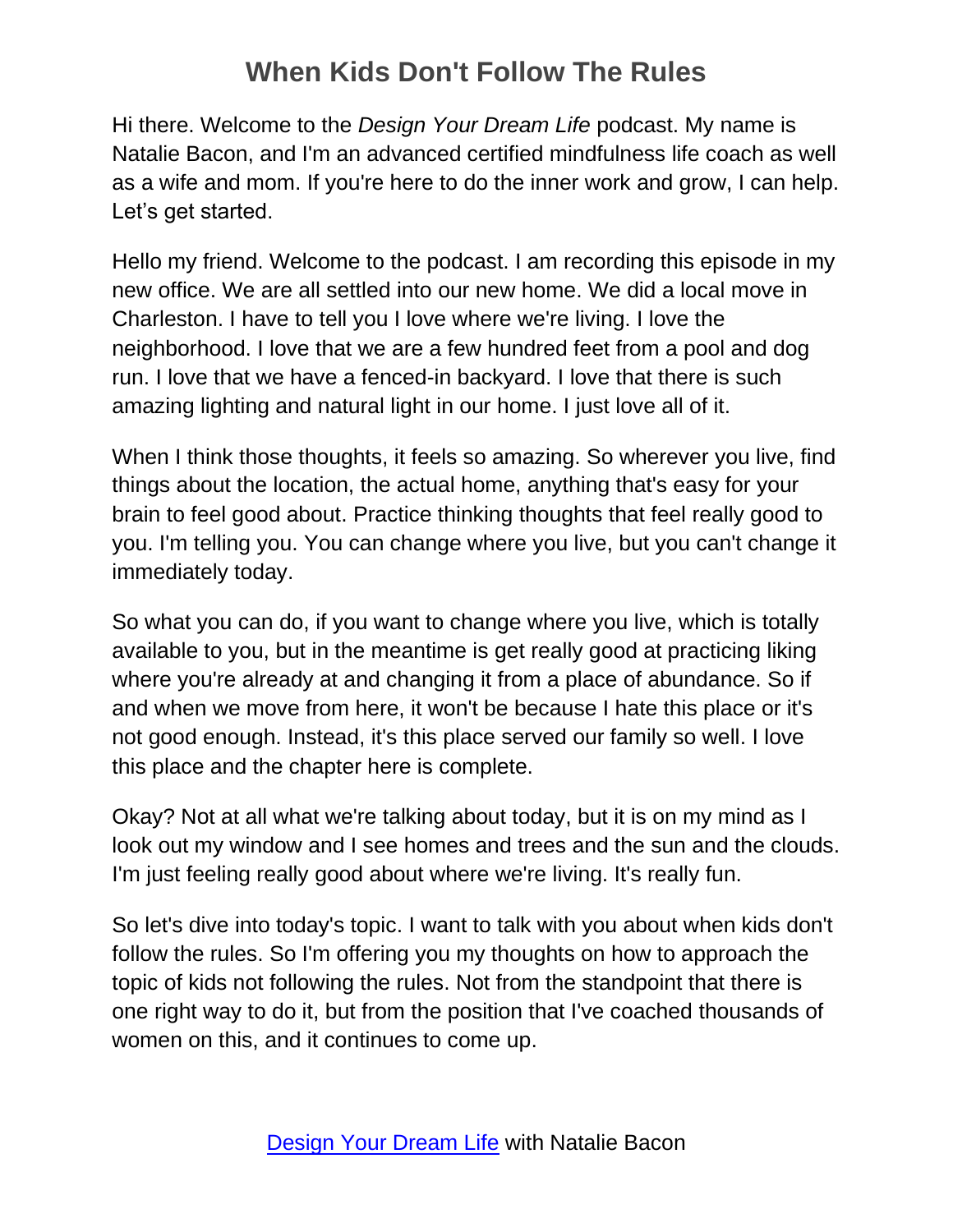# When Kids Don't Follow The Rules

Hi there. Welcome to the *Design Your Dream Life* podcast. My name is Natalie Bacon, and I'm an advanced certified mindfulness life coach as well as a wife and mom. If you're here to do the inner work and grow, I can help. Let's get started.

Hello my friend. Welcome to the podcast. I am recording this episode in my new office. We are all settled into our new home. We did a local move in Charleston. I have to tell you I love where we're living. I love the neighborhood. I love that we are a few hundred feet from a pool and dog run. I love that we have a fenced-in backyard. I love that there is such amazing lighting and natural light in our home. I just love all of it.

When I think those thoughts, it feels so amazing. So wherever you live, find things about the location, the actual home, anything that's easy for your brain to feel good about. Practice thinking thoughts that feel really good to you. I'm telling you. You can change where you live, but you can't change it immediately today.

So what you can do, if you want to change where you live, which is totally available to you, but in the meantime is get really good at practicing liking where you're already at and changing it from a place of abundance. So if and when we move from here, it won't be because I hate this place or it's not good enough. Instead, it's this place served our family so well. I love this place and the chapter here is complete.

Okay? Not at all what we're talking about today, but it is on my mind as I look out my window and I see homes and trees and the sun and the clouds. I'm just feeling really good about where we're living. It's really fun.

So let's dive into today's topic. I want to talk with you about when kids don't follow the rules. So I'm offering you my thoughts on how to approach the topic of kids not following the rules. Not from the standpoint that there is one right way to do it, but from the position that I've coached thousands of women on this, and it continues to come up.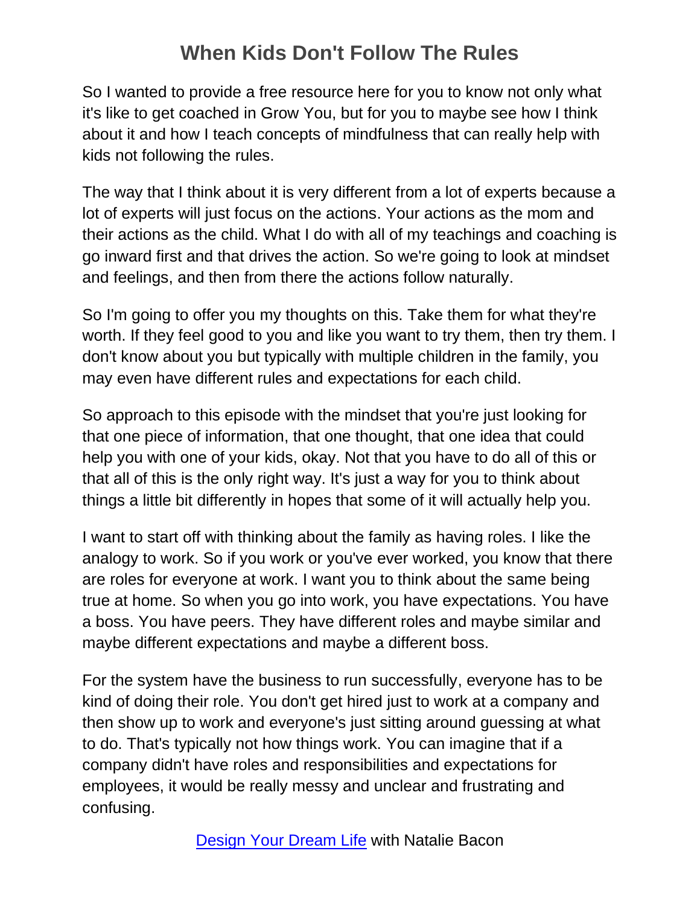So I wanted to provide a free resource here for you to know not only what it's like to get coached in Grow You, but for you to maybe see how I think about it and how I teach concepts of mindfulness that can really help with kids not following the rules.

The way that I think about it is very different from a lot of experts because a lot of experts will just focus on the actions. Your actions as the mom and their actions as the child. What I do with all of my teachings and coaching is go inward first and that drives the action. So we're going to look at mindset and feelings, and then from there the actions follow naturally.

So I'm going to offer you my thoughts on this. Take them for what they're worth. If they feel good to you and like you want to try them, then try them. I don't know about you but typically with multiple children in the family, you may even have different rules and expectations for each child.

So approach to this episode with the mindset that you're just looking for that one piece of information, that one thought, that one idea that could help you with one of your kids, okay. Not that you have to do all of this or that all of this is the only right way. It's just a way for you to think about things a little bit differently in hopes that some of it will actually help you.

I want to start off with thinking about the family as having roles. I like the analogy to work. So if you work or you've ever worked, you know that there are roles for everyone at work. I want you to think about the same being true at home. So when you go into work, you have expectations. You have a boss. You have peers. They have different roles and maybe similar and maybe different expectations and maybe a different boss.

For the system have the business to run successfully, everyone has to be kind of doing their role. You don't get hired just to work at a company and then show up to work and everyone's just sitting around guessing at what to do. That's typically not how things work. You can imagine that if a company didn't have roles and responsibilities and expectations for employees, it would be really messy and unclear and frustrating and confusing.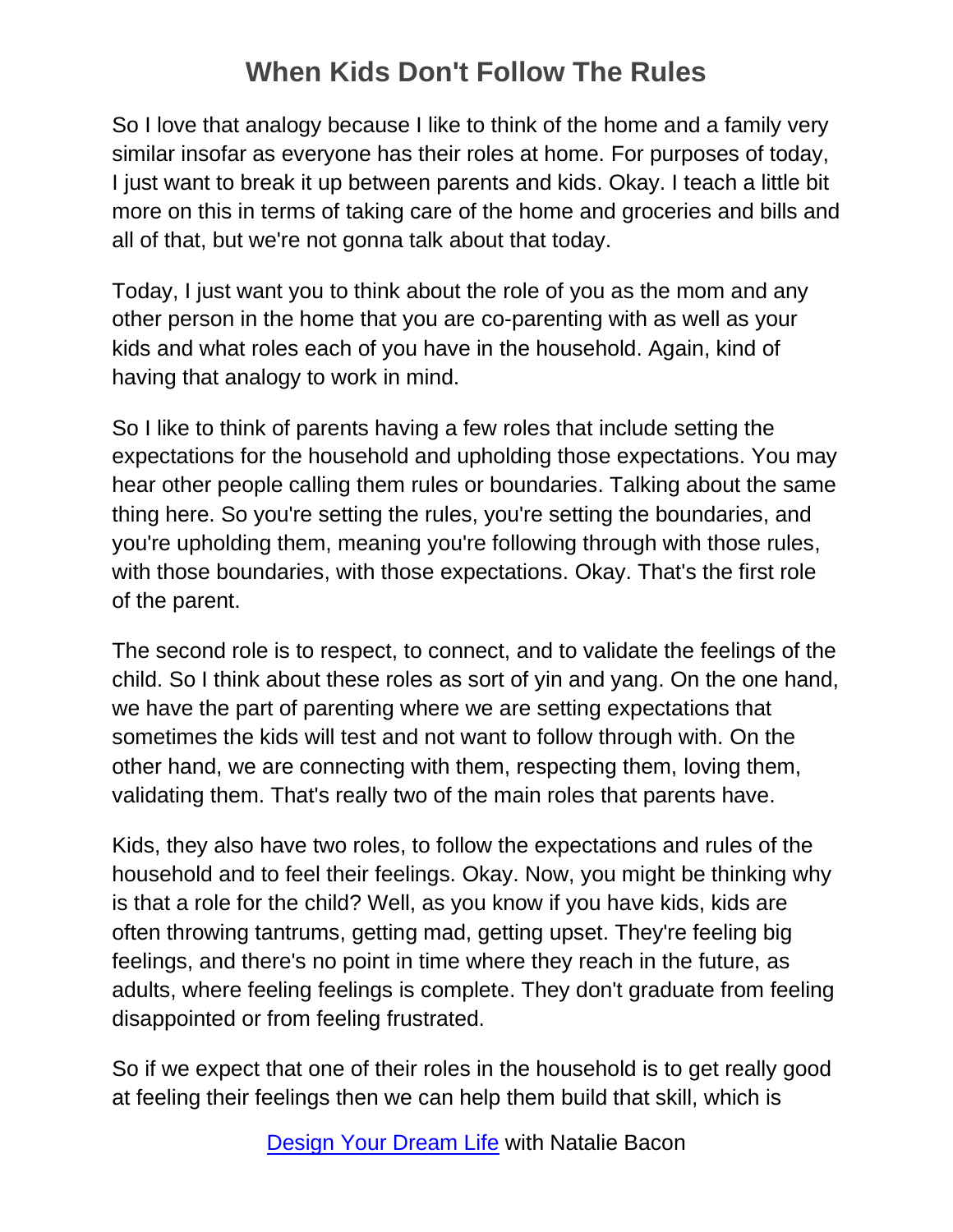So I love that analogy because I like to think of the home and a family very similar insofar as everyone has their roles at home. For purposes of today, I just want to break it up between parents and kids. Okay. I teach a little bit more on this in terms of taking care of the home and groceries and bills and all of that, but we're not gonna talk about that today.

Today, I just want you to think about the role of you as the mom and any other person in the home that you are co-parenting with as well as your kids and what roles each of you have in the household. Again, kind of having that analogy to work in mind.

So I like to think of parents having a few roles that include setting the expectations for the household and upholding those expectations. You may hear other people calling them rules or boundaries. Talking about the same thing here. So you're setting the rules, you're setting the boundaries, and you're upholding them, meaning you're following through with those rules, with those boundaries, with those expectations. Okay. That's the first role of the parent.

The second role is to respect, to connect, and to validate the feelings of the child. So I think about these roles as sort of yin and yang. On the one hand, we have the part of parenting where we are setting expectations that sometimes the kids will test and not want to follow through with. On the other hand, we are connecting with them, respecting them, loving them, validating them. That's really two of the main roles that parents have.

Kids, they also have two roles, to follow the expectations and rules of the household and to feel their feelings. Okay. Now, you might be thinking why is that a role for the child? Well, as you know if you have kids, kids are often throwing tantrums, getting mad, getting upset. They're feeling big feelings, and there's no point in time where they reach in the future, as adults, where feeling feelings is complete. They don't graduate from feeling disappointed or from feeling frustrated.

So if we expect that one of their roles in the household is to get really good at feeling their feelings then we can help them build that skill, which is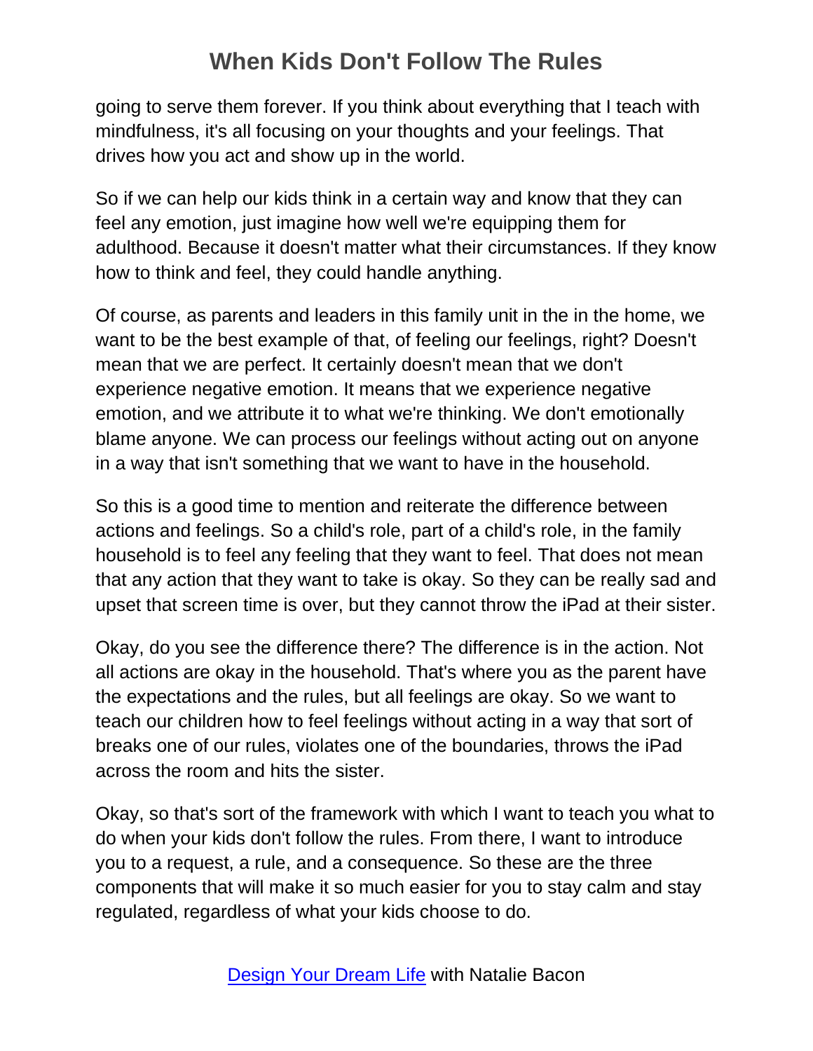going to serve them forever. If you think about everything that I teach with mindfulness, it's all focusing on your thoughts and your feelings. That drives how you act and show up in the world.

So if we can help our kids think in a certain way and know that they can feel any emotion, just imagine how well we're equipping them for adulthood. Because it doesn't matter what their circumstances. If they know how to think and feel, they could handle anything.

Of course, as parents and leaders in this family unit in the in the home, we want to be the best example of that, of feeling our feelings, right? Doesn't mean that we are perfect. It certainly doesn't mean that we don't experience negative emotion. It means that we experience negative emotion, and we attribute it to what we're thinking. We don't emotionally blame anyone. We can process our feelings without acting out on anyone in a way that isn't something that we want to have in the household.

So this is a good time to mention and reiterate the difference between actions and feelings. So a child's role, part of a child's role, in the family household is to feel any feeling that they want to feel. That does not mean that any action that they want to take is okay. So they can be really sad and upset that screen time is over, but they cannot throw the iPad at their sister.

Okay, do you see the difference there? The difference is in the action. Not all actions are okay in the household. That's where you as the parent have the expectations and the rules, but all feelings are okay. So we want to teach our children how to feel feelings without acting in a way that sort of breaks one of our rules, violates one of the boundaries, throws the iPad across the room and hits the sister.

Okay, so that's sort of the framework with which I want to teach you what to do when your kids don't follow the rules. From there, I want to introduce you to a request, a rule, and a consequence. So these are the three components that will make it so much easier for you to stay calm and stay regulated, regardless of what your kids choose to do.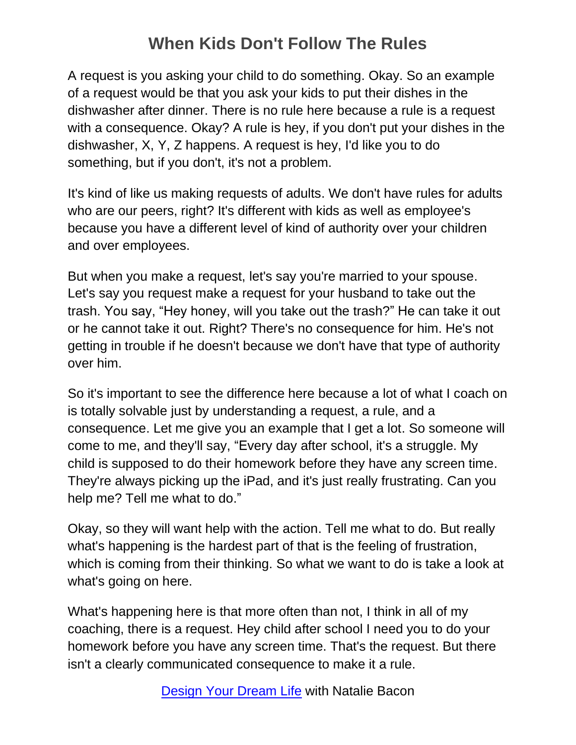# When Kids Don't Follow The Rules

A request is you asking your child to do something. Okay. So an example of a request would be that you ask your kids to put their dishes in the dishwasher after dinner. There is no rule here because a rule is a request with a consequence. Okay? A rule is hey, if you don't put your dishes in the dishwasher, X, Y, Z happens. A request is hey, I'd like you to do something, but if you don't, it's not a problem.

It's kind of like us making requests of adults. We don't have rules for adults who are our peers, right? It's different with kids as well as employee's because you have a different level of kind of authority over your children and over employees.

But when you make a request, let's say you're married to your spouse. Let's say you request make a request for your husband to take out the trash. You say, "Hey honey, will you take out the trash?" He can take it out or he cannot take it out. Right? There's no consequence for him. He's not getting in trouble if he doesn't because we don't have that type of authority over him.

So it's important to see the difference here because a lot of what I coach on is totally solvable just by understanding a request, a rule, and a consequence. Let me give you an example that I get a lot. So someone will come to me, and they'll say, "Every day after school, it's a struggle. My child is supposed to do their homework before they have any screen time. They're always picking up the iPad, and it's just really frustrating. Can you help me? Tell me what to do."

Okay, so they will want help with the action. Tell me what to do. But really what's happening is the hardest part of that is the feeling of frustration, which is coming from their thinking. So what we want to do is take a look at what's going on here.

What's happening here is that more often than not, I think in all of my coaching, there is a request. Hey child after school I need you to do your homework before you have any screen time. That's the request. But there isn't a clearly communicated consequence to make it a rule.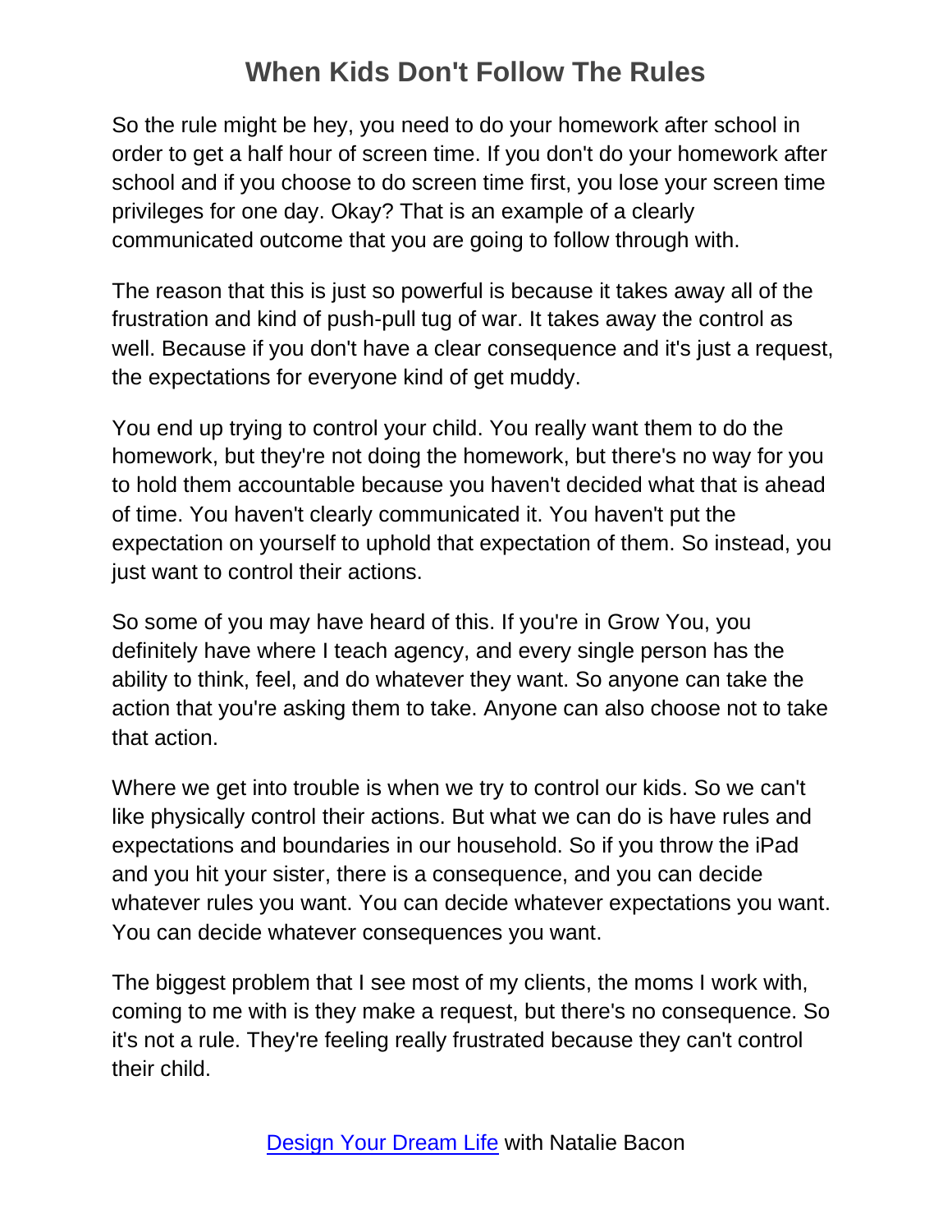So the rule might be hey, you need to do your homework after school in order to get a half hour of screen time. If you don't do your homework after school and if you choose to do screen time first, you lose your screen time privileges for one day. Okay? That is an example of a clearly communicated outcome that you are going to follow through with.

The reason that this is just so powerful is because it takes away all of the frustration and kind of push-pull tug of war. It takes away the control as well. Because if you don't have a clear consequence and it's just a request, the expectations for everyone kind of get muddy.

You end up trying to control your child. You really want them to do the homework, but they're not doing the homework, but there's no way for you to hold them accountable because you haven't decided what that is ahead of time. You haven't clearly communicated it. You haven't put the expectation on yourself to uphold that expectation of them. So instead, you just want to control their actions.

So some of you may have heard of this. If you're in Grow You, you definitely have where I teach agency, and every single person has the ability to think, feel, and do whatever they want. So anyone can take the action that you're asking them to take. Anyone can also choose not to take that action.

Where we get into trouble is when we try to control our kids. So we can't like physically control their actions. But what we can do is have rules and expectations and boundaries in our household. So if you throw the iPad and you hit your sister, there is a consequence, and you can decide whatever rules you want. You can decide whatever expectations you want. You can decide whatever consequences you want.

The biggest problem that I see most of my clients, the moms I work with, coming to me with is they make a request, but there's no consequence. So it's not a rule. They're feeling really frustrated because they can't control their child.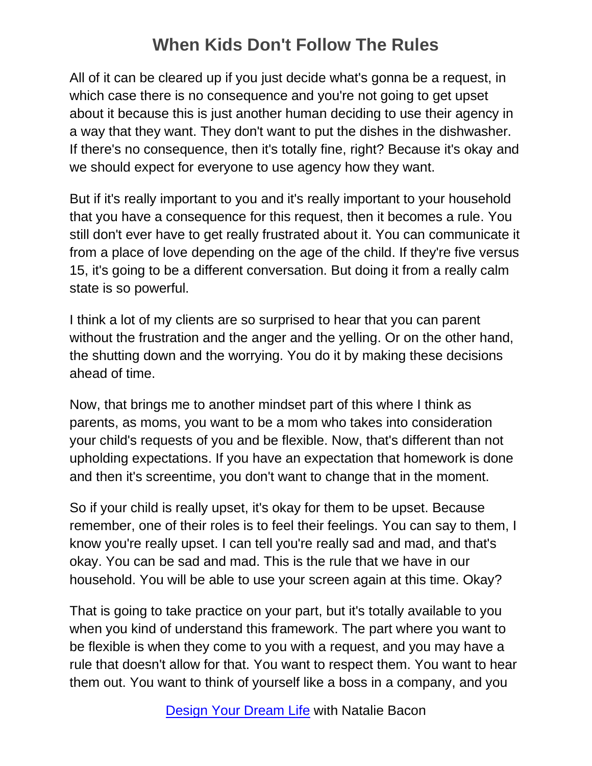All of it can be cleared up if you just decide what's gonna be a request, in which case there is no consequence and you're not going to get upset about it because this is just another human deciding to use their agency in a way that they want. They don't want to put the dishes in the dishwasher. If there's no consequence, then it's totally fine, right? Because it's okay and we should expect for everyone to use agency how they want.

But if it's really important to you and it's really important to your household that you have a consequence for this request, then it becomes a rule. You still don't ever have to get really frustrated about it. You can communicate it from a place of love depending on the age of the child. If they're five versus 15, it's going to be a different conversation. But doing it from a really calm state is so powerful.

I think a lot of my clients are so surprised to hear that you can parent without the frustration and the anger and the yelling. Or on the other hand, the shutting down and the worrying. You do it by making these decisions ahead of time.

Now, that brings me to another mindset part of this where I think as parents, as moms, you want to be a mom who takes into consideration your child's requests of you and be flexible. Now, that's different than not upholding expectations. If you have an expectation that homework is done and then it's screentime, you don't want to change that in the moment.

So if your child is really upset, it's okay for them to be upset. Because remember, one of their roles is to feel their feelings. You can say to them, I know you're really upset. I can tell you're really sad and mad, and that's okay. You can be sad and mad. This is the rule that we have in our household. You will be able to use your screen again at this time. Okay?

That is going to take practice on your part, but it's totally available to you when you kind of understand this framework. The part where you want to be flexible is when they come to you with a request, and you may have a rule that doesn't allow for that. You want to respect them. You want to hear them out. You want to think of yourself like a boss in a company, and you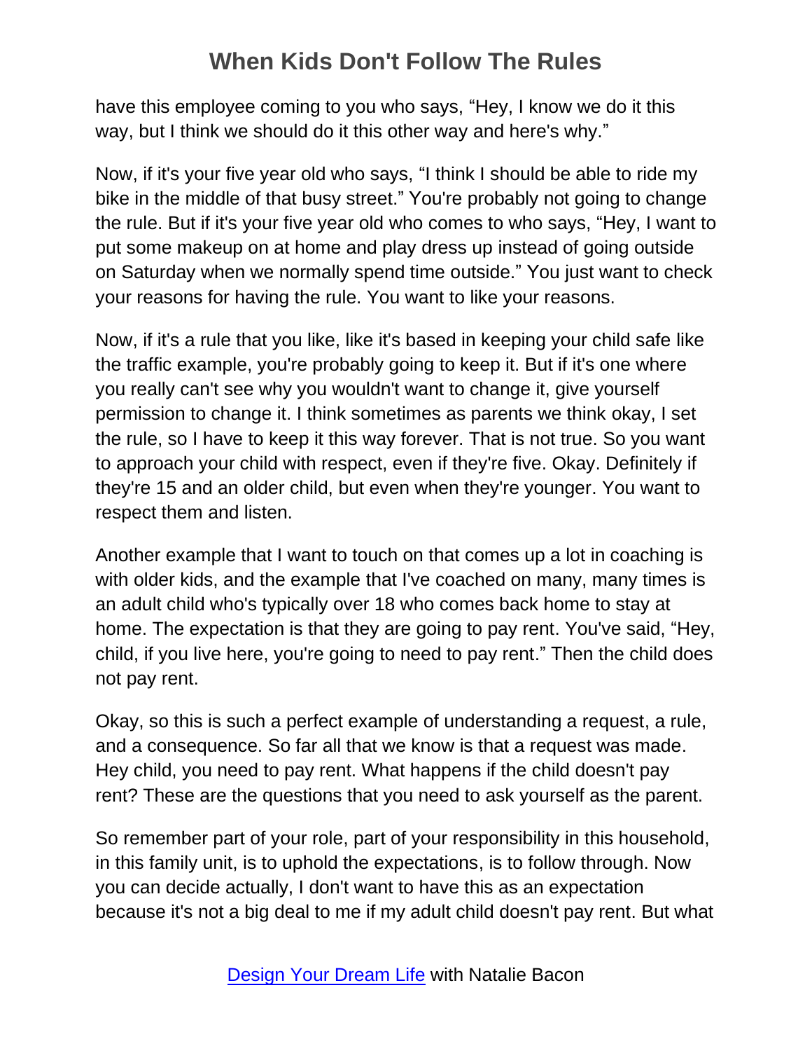have this employee coming to you who says, "Hey, I know we do it this way, but I think we should do it this other way and here's why."

Now, if it's your five year old who says, "I think I should be able to ride my bike in the middle of that busy street." You're probably not going to change the rule. But if it's your five year old who comes to who says, "Hey, I want to put some makeup on at home and play dress up instead of going outside on Saturday when we normally spend time outside." You just want to check your reasons for having the rule. You want to like your reasons.

Now, if it's a rule that you like, like it's based in keeping your child safe like the traffic example, you're probably going to keep it. But if it's one where you really can't see why you wouldn't want to change it, give yourself permission to change it. I think sometimes as parents we think okay, I set the rule, so I have to keep it this way forever. That is not true. So you want to approach your child with respect, even if they're five. Okay. Definitely if they're 15 and an older child, but even when they're younger. You want to respect them and listen.

Another example that I want to touch on that comes up a lot in coaching is with older kids, and the example that I've coached on many, many times is an adult child who's typically over 18 who comes back home to stay at home. The expectation is that they are going to pay rent. You've said, "Hey, child, if you live here, you're going to need to pay rent." Then the child does not pay rent.

Okay, so this is such a perfect example of understanding a request, a rule, and a consequence. So far all that we know is that a request was made. Hey child, you need to pay rent. What happens if the child doesn't pay rent? These are the questions that you need to ask yourself as the parent.

So remember part of your role, part of your responsibility in this household, in this family unit, is to uphold the expectations, is to follow through. Now you can decide actually, I don't want to have this as an expectation because it's not a big deal to me if my adult child doesn't pay rent. But what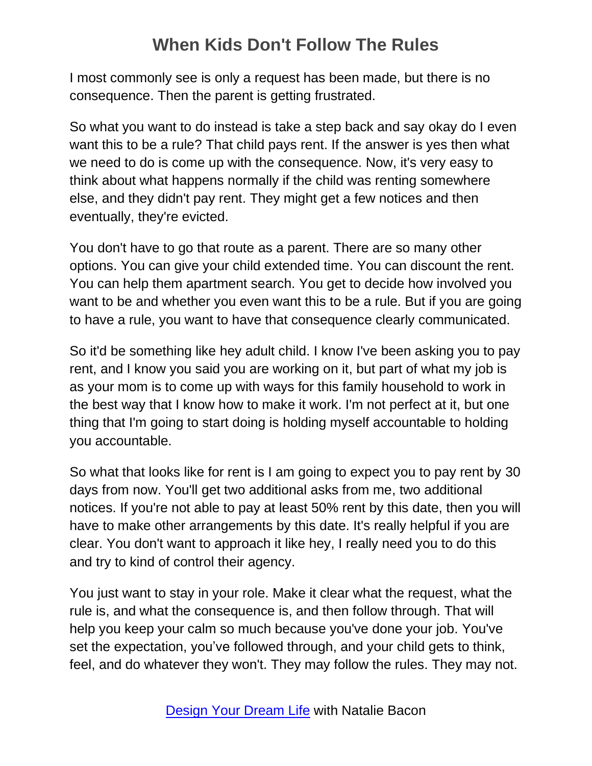I most commonly see is only a request has been made, but there is no consequence. Then the parent is getting frustrated.

So what you want to do instead is take a step back and say okay do I even want this to be a rule? That child pays rent. If the answer is yes then what we need to do is come up with the consequence. Now, it's very easy to think about what happens normally if the child was renting somewhere else, and they didn't pay rent. They might get a few notices and then eventually, they're evicted.

You don't have to go that route as a parent. There are so many other options. You can give your child extended time. You can discount the rent. You can help them apartment search. You get to decide how involved you want to be and whether you even want this to be a rule. But if you are going to have a rule, you want to have that consequence clearly communicated.

So it'd be something like hey adult child. I know I've been asking you to pay rent, and I know you said you are working on it, but part of what my job is as your mom is to come up with ways for this family household to work in the best way that I know how to make it work. I'm not perfect at it, but one thing that I'm going to start doing is holding myself accountable to holding you accountable.

So what that looks like for rent is I am going to expect you to pay rent by 30 days from now. You'll get two additional asks from me, two additional notices. If you're not able to pay at least 50% rent by this date, then you will have to make other arrangements by this date. It's really helpful if you are clear. You don't want to approach it like hey, I really need you to do this and try to kind of control their agency.

You just want to stay in your role. Make it clear what the request, what the rule is, and what the consequence is, and then follow through. That will help you keep your calm so much because you've done your job. You've set the expectation, you’ve followed through, and your child gets to think, feel, and do whatever they won't. They may follow the rules. They may not.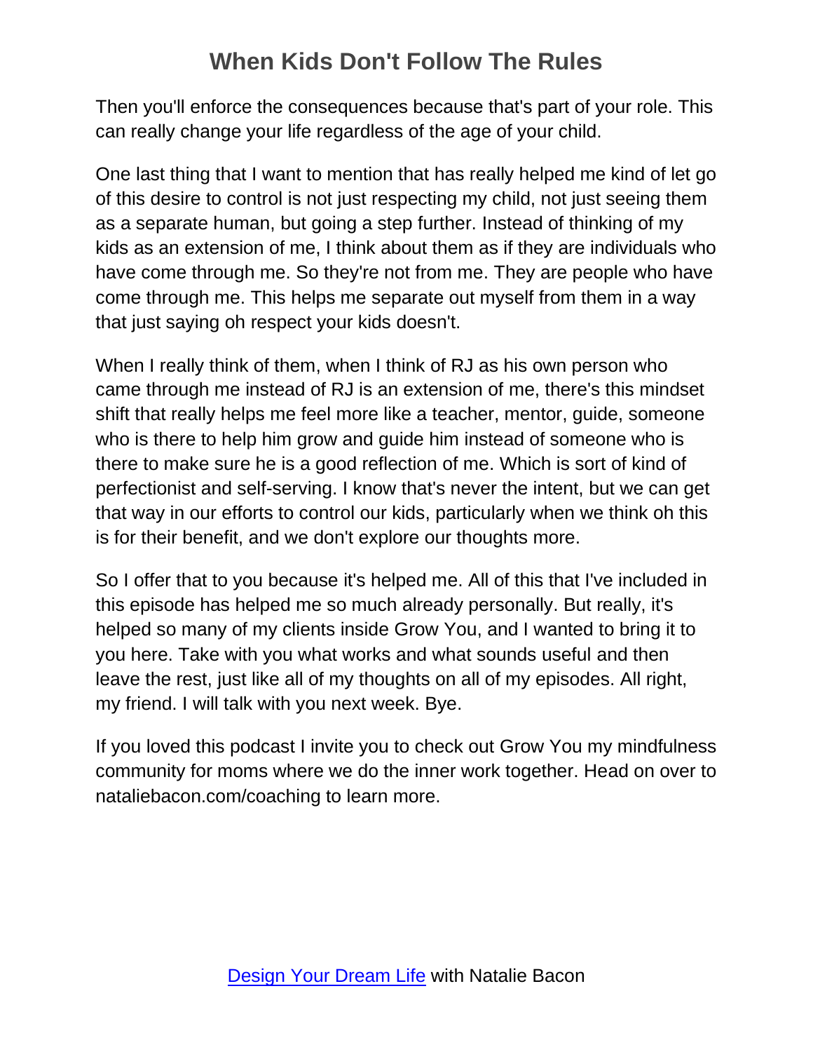Then you'll enforce the consequences because that's part of your role. This can really change your life regardless of the age of your child.

One last thing that I want to mention that has really helped me kind of let go of this desire to control is not just respecting my child, not just seeing them as a separate human, but going a step further. Instead of thinking of my kids as an extension of me, I think about them as if they are individuals who have come through me. So they're not from me. They are people who have come through me. This helps me separate out myself from them in a way that just saying oh respect your kids doesn't.

When I really think of them, when I think of RJ as his own person who came through me instead of RJ is an extension of me, there's this mindset shift that really helps me feel more like a teacher, mentor, guide, someone who is there to help him grow and guide him instead of someone who is there to make sure he is a good reflection of me. Which is sort of kind of perfectionist and self-serving. I know that's never the intent, but we can get that way in our efforts to control our kids, particularly when we think oh this is for their benefit, and we don't explore our thoughts more.

So I offer that to you because it's helped me. All of this that I've included in this episode has helped me so much already personally. But really, it's helped so many of my clients inside Grow You, and I wanted to bring it to you here. Take with you what works and what sounds useful and then leave the rest, just like all of my thoughts on all of my episodes. All right, my friend. I will talk with you next week. Bye.

If you loved this podcast I invite you to check out Grow You my mindfulness community for moms where we do the inner work together. Head on over to nataliebacon.com/coaching to learn more.